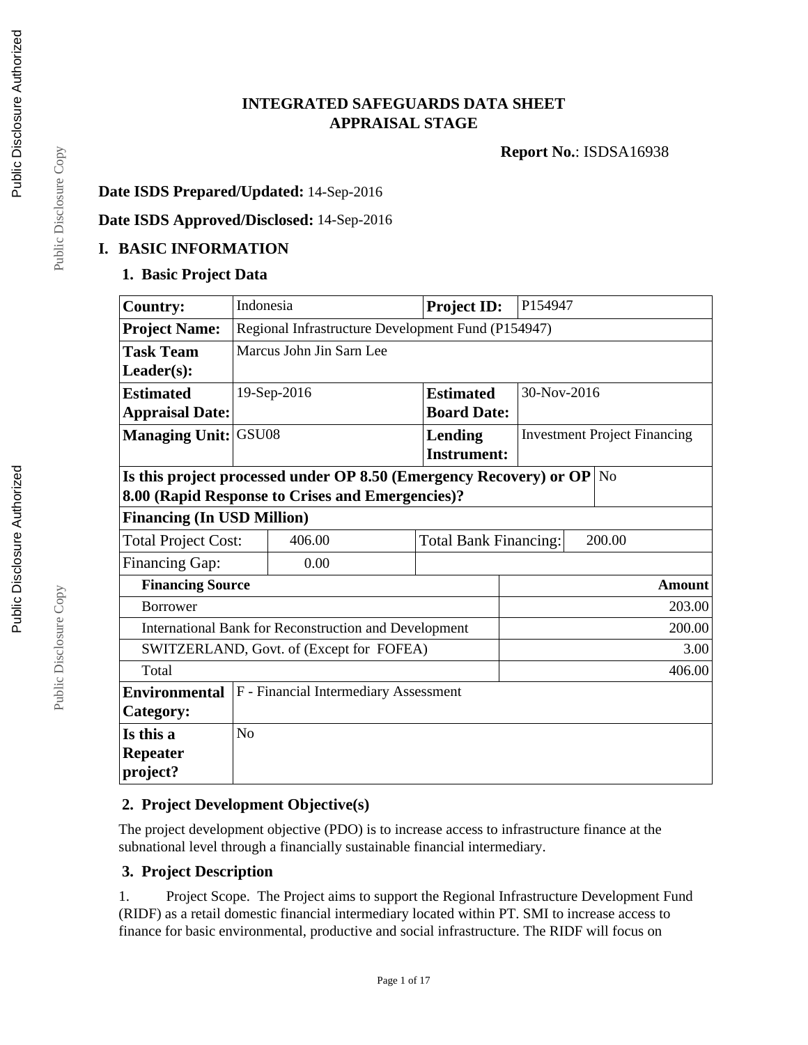# INTEGRATED SAFEGUARDS DATA SHEET
# APPRAISAL STAGE

**Report No.**: ISDSA16938

**Date ISDS Prepared/Updated:** 14-Sep-2016

**Date ISDS Approved/Disclosed:** 14-Sep-2016

## I. BASIC INFORMATION

### 1. Basic Project Data

| | | | |
|---|---|---|---|
| **Country:** | Indonesia | **Project ID:** | P154947 |
| **Project Name:** | Regional Infrastructure Development Fund (P154947) | | |
| **Task Team Leader(s):** | Marcus John Jin Sarn Lee | | |
| **Estimated Appraisal Date:** | 19-Sep-2016 | **Estimated Board Date:** | 30-Nov-2016 |
| **Managing Unit:** | GSU08 | **Lending Instrument:** | Investment Project Financing |
| **Is this project processed under OP 8.50 (Emergency Recovery) or OP 8.00 (Rapid Response to Crises and Emergencies)?** | | | No |

**Financing (In USD Million)**

| | | | |
|---|---|---|---|
| Total Project Cost: | 406.00 | Total Bank Financing: | 200.00 |
| Financing Gap: | 0.00 | | |

| Financing Source | Amount |
|---|---|
| Borrower | 203.00 |
| International Bank for Reconstruction and Development | 200.00 |
| SWITZERLAND, Govt. of (Except for FOFEA) | 3.00 |
| Total | 406.00 |

| | |
|---|---|
| **Environmental Category:** | F - Financial Intermediary Assessment |
| **Is this a Repeater project?** | No |

### 2. Project Development Objective(s)

The project development objective (PDO) is to increase access to infrastructure finance at the subnational level through a financially sustainable financial intermediary.

### 3. Project Description

1. Project Scope. The Project aims to support the Regional Infrastructure Development Fund (RIDF) as a retail domestic financial intermediary located within PT. SMI to increase access to finance for basic environmental, productive and social infrastructure. The RIDF will focus on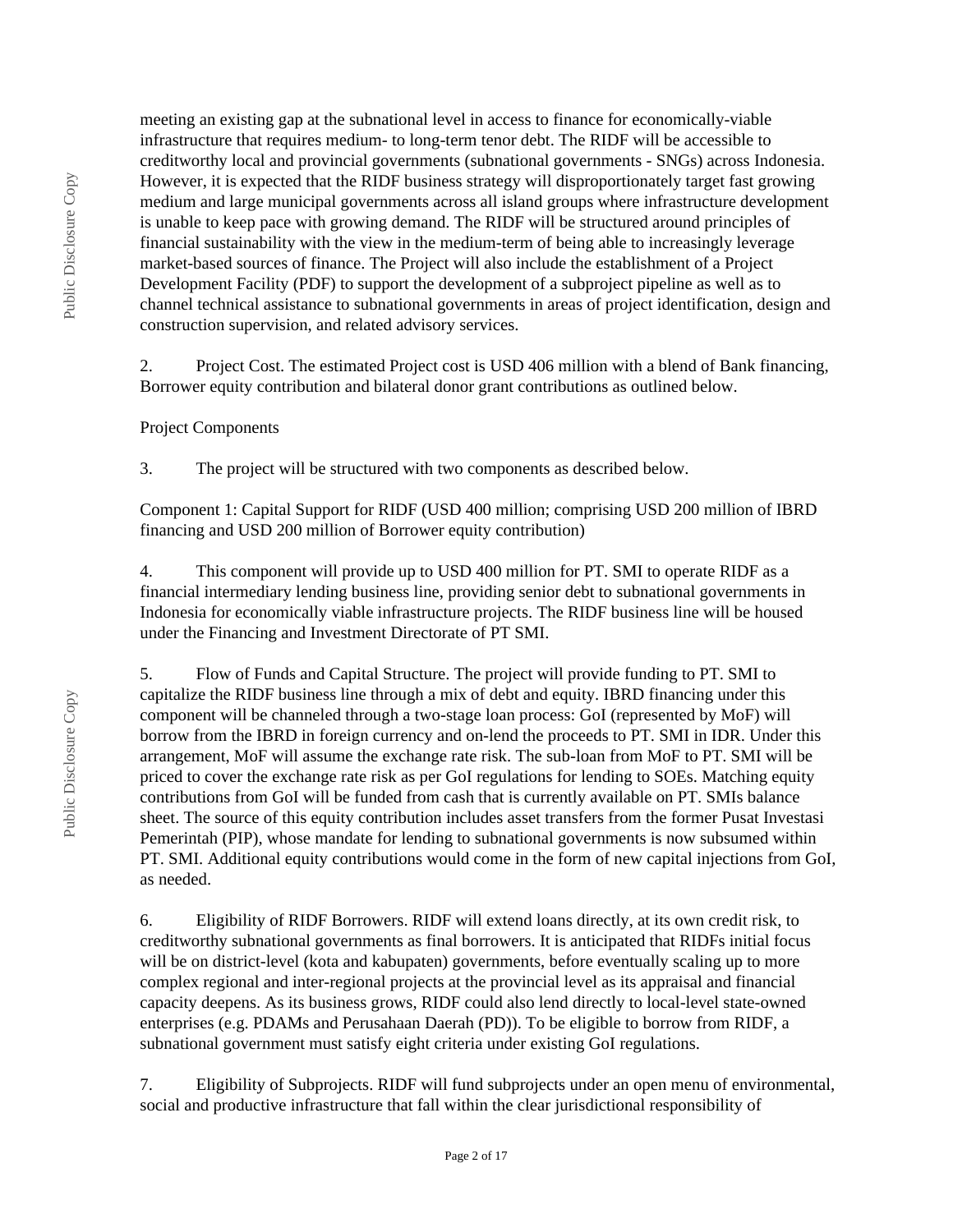meeting an existing gap at the subnational level in access to finance for economically-viable infrastructure that requires medium- to long-term tenor debt. The RIDF will be accessible to creditworthy local and provincial governments (subnational governments - SNGs) across Indonesia. However, it is expected that the RIDF business strategy will disproportionately target fast growing medium and large municipal governments across all island groups where infrastructure development is unable to keep pace with growing demand. The RIDF will be structured around principles of financial sustainability with the view in the medium-term of being able to increasingly leverage market-based sources of finance. The Project will also include the establishment of a Project Development Facility (PDF) to support the development of a subproject pipeline as well as to channel technical assistance to subnational governments in areas of project identification, design and construction supervision, and related advisory services.

2. Project Cost. The estimated Project cost is USD 406 million with a blend of Bank financing, Borrower equity contribution and bilateral donor grant contributions as outlined below.

Project Components

3. The project will be structured with two components as described below.

Component 1: Capital Support for RIDF (USD 400 million; comprising USD 200 million of IBRD financing and USD 200 million of Borrower equity contribution)

4. This component will provide up to USD 400 million for PT. SMI to operate RIDF as a financial intermediary lending business line, providing senior debt to subnational governments in Indonesia for economically viable infrastructure projects. The RIDF business line will be housed under the Financing and Investment Directorate of PT SMI.

5. Flow of Funds and Capital Structure. The project will provide funding to PT. SMI to capitalize the RIDF business line through a mix of debt and equity. IBRD financing under this component will be channeled through a two-stage loan process: GoI (represented by MoF) will borrow from the IBRD in foreign currency and on-lend the proceeds to PT. SMI in IDR. Under this arrangement, MoF will assume the exchange rate risk. The sub-loan from MoF to PT. SMI will be priced to cover the exchange rate risk as per GoI regulations for lending to SOEs. Matching equity contributions from GoI will be funded from cash that is currently available on PT. SMIs balance sheet. The source of this equity contribution includes asset transfers from the former Pusat Investasi Pemerintah (PIP), whose mandate for lending to subnational governments is now subsumed within PT. SMI. Additional equity contributions would come in the form of new capital injections from GoI, as needed.

6. Eligibility of RIDF Borrowers. RIDF will extend loans directly, at its own credit risk, to creditworthy subnational governments as final borrowers. It is anticipated that RIDFs initial focus will be on district-level (kota and kabupaten) governments, before eventually scaling up to more complex regional and inter-regional projects at the provincial level as its appraisal and financial capacity deepens. As its business grows, RIDF could also lend directly to local-level state-owned enterprises (e.g. PDAMs and Perusahaan Daerah (PD)). To be eligible to borrow from RIDF, a subnational government must satisfy eight criteria under existing GoI regulations.

7. Eligibility of Subprojects. RIDF will fund subprojects under an open menu of environmental, social and productive infrastructure that fall within the clear jurisdictional responsibility of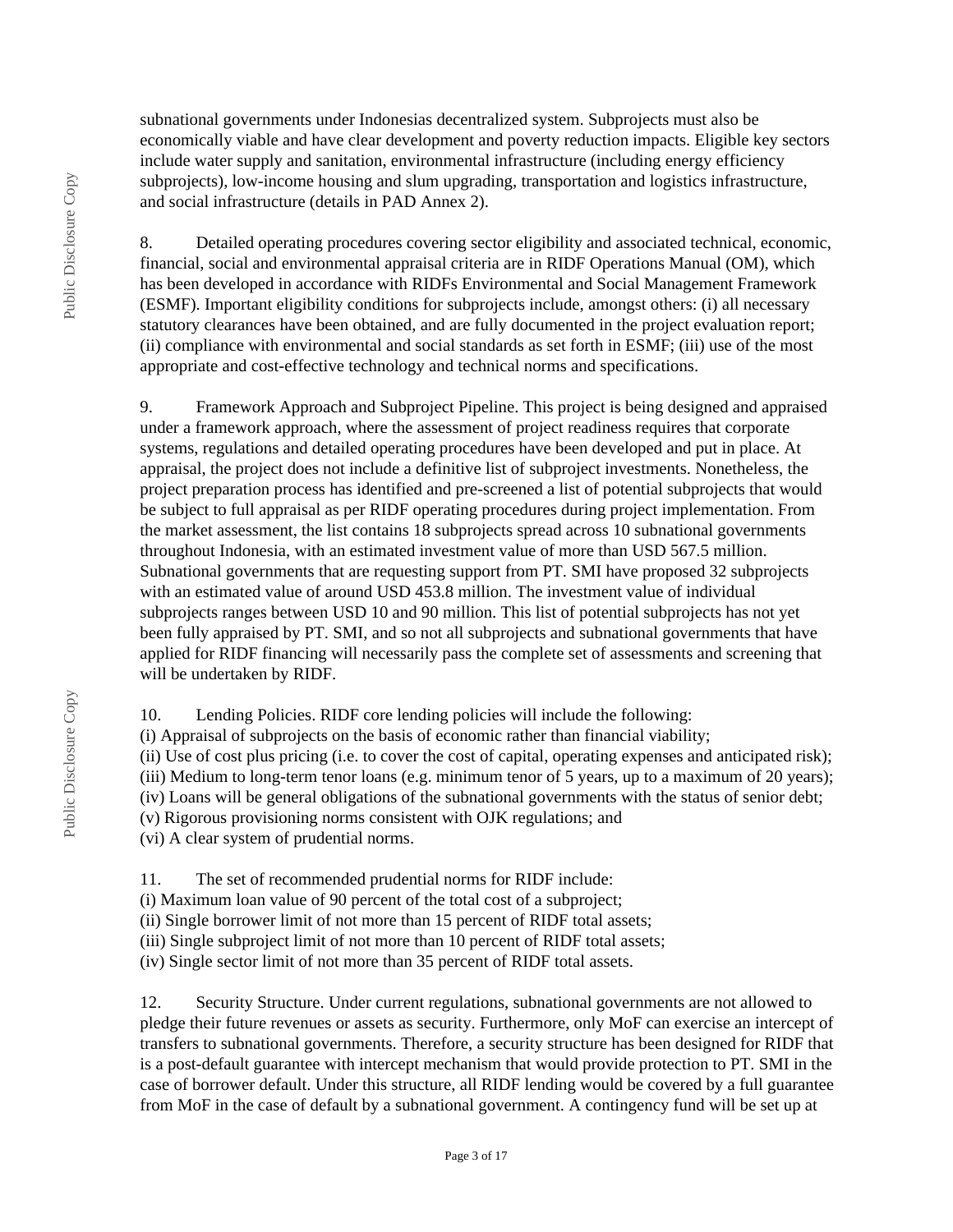subnational governments under Indonesias decentralized system. Subprojects must also be economically viable and have clear development and poverty reduction impacts. Eligible key sectors include water supply and sanitation, environmental infrastructure (including energy efficiency subprojects), low-income housing and slum upgrading, transportation and logistics infrastructure, and social infrastructure (details in PAD Annex 2).

8. Detailed operating procedures covering sector eligibility and associated technical, economic, financial, social and environmental appraisal criteria are in RIDF Operations Manual (OM), which has been developed in accordance with RIDFs Environmental and Social Management Framework (ESMF). Important eligibility conditions for subprojects include, amongst others: (i) all necessary statutory clearances have been obtained, and are fully documented in the project evaluation report; (ii) compliance with environmental and social standards as set forth in ESMF; (iii) use of the most appropriate and cost-effective technology and technical norms and specifications.

9. Framework Approach and Subproject Pipeline. This project is being designed and appraised under a framework approach, where the assessment of project readiness requires that corporate systems, regulations and detailed operating procedures have been developed and put in place. At appraisal, the project does not include a definitive list of subproject investments. Nonetheless, the project preparation process has identified and pre-screened a list of potential subprojects that would be subject to full appraisal as per RIDF operating procedures during project implementation. From the market assessment, the list contains 18 subprojects spread across 10 subnational governments throughout Indonesia, with an estimated investment value of more than USD 567.5 million. Subnational governments that are requesting support from PT. SMI have proposed 32 subprojects with an estimated value of around USD 453.8 million. The investment value of individual subprojects ranges between USD 10 and 90 million. This list of potential subprojects has not yet been fully appraised by PT. SMI, and so not all subprojects and subnational governments that have applied for RIDF financing will necessarily pass the complete set of assessments and screening that will be undertaken by RIDF.

10. Lending Policies. RIDF core lending policies will include the following:
(i) Appraisal of subprojects on the basis of economic rather than financial viability;
(ii) Use of cost plus pricing (i.e. to cover the cost of capital, operating expenses and anticipated risk);
(iii) Medium to long-term tenor loans (e.g. minimum tenor of 5 years, up to a maximum of 20 years);
(iv) Loans will be general obligations of the subnational governments with the status of senior debt;
(v) Rigorous provisioning norms consistent with OJK regulations; and
(vi) A clear system of prudential norms.

11. The set of recommended prudential norms for RIDF include:
(i) Maximum loan value of 90 percent of the total cost of a subproject;
(ii) Single borrower limit of not more than 15 percent of RIDF total assets;
(iii) Single subproject limit of not more than 10 percent of RIDF total assets;
(iv) Single sector limit of not more than 35 percent of RIDF total assets.

12. Security Structure. Under current regulations, subnational governments are not allowed to pledge their future revenues or assets as security. Furthermore, only MoF can exercise an intercept of transfers to subnational governments. Therefore, a security structure has been designed for RIDF that is a post-default guarantee with intercept mechanism that would provide protection to PT. SMI in the case of borrower default. Under this structure, all RIDF lending would be covered by a full guarantee from MoF in the case of default by a subnational government. A contingency fund will be set up at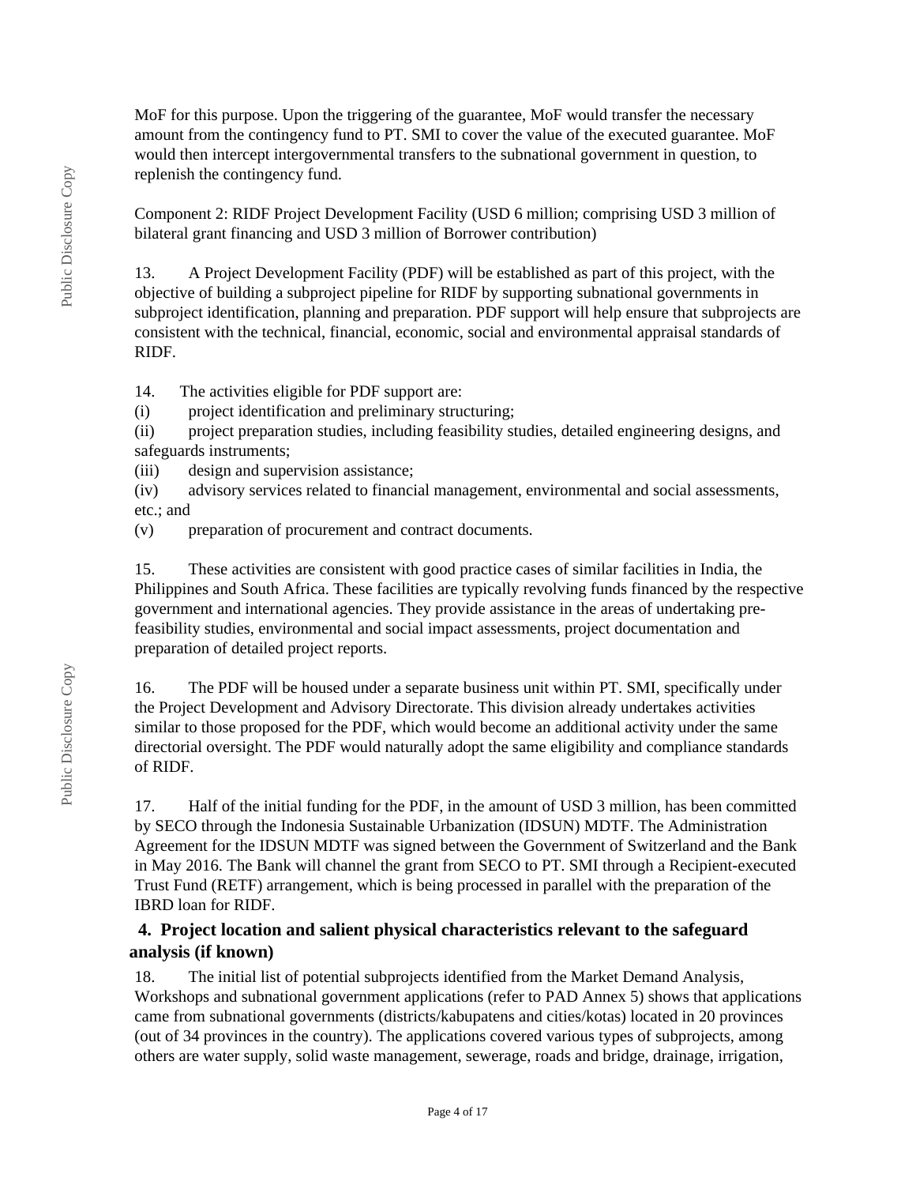MoF for this purpose. Upon the triggering of the guarantee, MoF would transfer the necessary amount from the contingency fund to PT. SMI to cover the value of the executed guarantee. MoF would then intercept intergovernmental transfers to the subnational government in question, to replenish the contingency fund.

Component 2: RIDF Project Development Facility (USD 6 million; comprising USD 3 million of bilateral grant financing and USD 3 million of Borrower contribution)

13. A Project Development Facility (PDF) will be established as part of this project, with the objective of building a subproject pipeline for RIDF by supporting subnational governments in subproject identification, planning and preparation. PDF support will help ensure that subprojects are consistent with the technical, financial, economic, social and environmental appraisal standards of RIDF.

14. The activities eligible for PDF support are:
(i) project identification and preliminary structuring;
(ii) project preparation studies, including feasibility studies, detailed engineering designs, and safeguards instruments;
(iii) design and supervision assistance;
(iv) advisory services related to financial management, environmental and social assessments, etc.; and
(v) preparation of procurement and contract documents.

15. These activities are consistent with good practice cases of similar facilities in India, the Philippines and South Africa. These facilities are typically revolving funds financed by the respective government and international agencies. They provide assistance in the areas of undertaking pre-feasibility studies, environmental and social impact assessments, project documentation and preparation of detailed project reports.

16. The PDF will be housed under a separate business unit within PT. SMI, specifically under the Project Development and Advisory Directorate. This division already undertakes activities similar to those proposed for the PDF, which would become an additional activity under the same directorial oversight. The PDF would naturally adopt the same eligibility and compliance standards of RIDF.

17. Half of the initial funding for the PDF, in the amount of USD 3 million, has been committed by SECO through the Indonesia Sustainable Urbanization (IDSUN) MDTF. The Administration Agreement for the IDSUN MDTF was signed between the Government of Switzerland and the Bank in May 2016. The Bank will channel the grant from SECO to PT. SMI through a Recipient-executed Trust Fund (RETF) arrangement, which is being processed in parallel with the preparation of the IBRD loan for RIDF.

### 4. Project location and salient physical characteristics relevant to the safeguard analysis (if known)

18. The initial list of potential subprojects identified from the Market Demand Analysis, Workshops and subnational government applications (refer to PAD Annex 5) shows that applications came from subnational governments (districts/kabupatens and cities/kotas) located in 20 provinces (out of 34 provinces in the country). The applications covered various types of subprojects, among others are water supply, solid waste management, sewerage, roads and bridge, drainage, irrigation,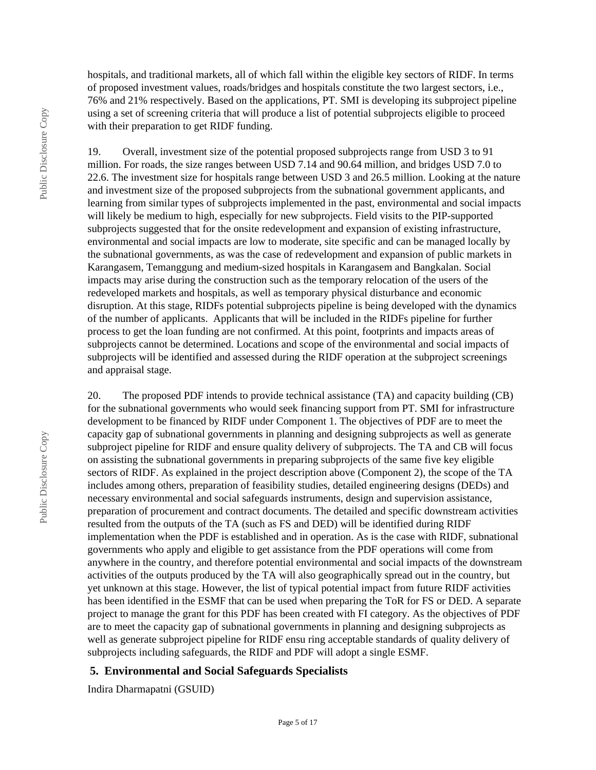hospitals, and traditional markets, all of which fall within the eligible key sectors of RIDF. In terms of proposed investment values, roads/bridges and hospitals constitute the two largest sectors, i.e., 76% and 21% respectively. Based on the applications, PT. SMI is developing its subproject pipeline using a set of screening criteria that will produce a list of potential subprojects eligible to proceed with their preparation to get RIDF funding.

19. Overall, investment size of the potential proposed subprojects range from USD 3 to 91 million. For roads, the size ranges between USD 7.14 and 90.64 million, and bridges USD 7.0 to 22.6. The investment size for hospitals range between USD 3 and 26.5 million. Looking at the nature and investment size of the proposed subprojects from the subnational government applicants, and learning from similar types of subprojects implemented in the past, environmental and social impacts will likely be medium to high, especially for new subprojects. Field visits to the PIP-supported subprojects suggested that for the onsite redevelopment and expansion of existing infrastructure, environmental and social impacts are low to moderate, site specific and can be managed locally by the subnational governments, as was the case of redevelopment and expansion of public markets in Karangasem, Temanggung and medium-sized hospitals in Karangasem and Bangkalan. Social impacts may arise during the construction such as the temporary relocation of the users of the redeveloped markets and hospitals, as well as temporary physical disturbance and economic disruption. At this stage, RIDFs potential subprojects pipeline is being developed with the dynamics of the number of applicants. Applicants that will be included in the RIDFs pipeline for further process to get the loan funding are not confirmed. At this point, footprints and impacts areas of subprojects cannot be determined. Locations and scope of the environmental and social impacts of subprojects will be identified and assessed during the RIDF operation at the subproject screenings and appraisal stage.

20. The proposed PDF intends to provide technical assistance (TA) and capacity building (CB) for the subnational governments who would seek financing support from PT. SMI for infrastructure development to be financed by RIDF under Component 1. The objectives of PDF are to meet the capacity gap of subnational governments in planning and designing subprojects as well as generate subproject pipeline for RIDF and ensure quality delivery of subprojects. The TA and CB will focus on assisting the subnational governments in preparing subprojects of the same five key eligible sectors of RIDF. As explained in the project description above (Component 2), the scope of the TA includes among others, preparation of feasibility studies, detailed engineering designs (DEDs) and necessary environmental and social safeguards instruments, design and supervision assistance, preparation of procurement and contract documents. The detailed and specific downstream activities resulted from the outputs of the TA (such as FS and DED) will be identified during RIDF implementation when the PDF is established and in operation. As is the case with RIDF, subnational governments who apply and eligible to get assistance from the PDF operations will come from anywhere in the country, and therefore potential environmental and social impacts of the downstream activities of the outputs produced by the TA will also geographically spread out in the country, but yet unknown at this stage. However, the list of typical potential impact from future RIDF activities has been identified in the ESMF that can be used when preparing the ToR for FS or DED. A separate project to manage the grant for this PDF has been created with FI category. As the objectives of PDF are to meet the capacity gap of subnational governments in planning and designing subprojects as well as generate subproject pipeline for RIDF ensu ring acceptable standards of quality delivery of subprojects including safeguards, the RIDF and PDF will adopt a single ESMF.

## 5. Environmental and Social Safeguards Specialists

Indira Dharmapatni (GSUID)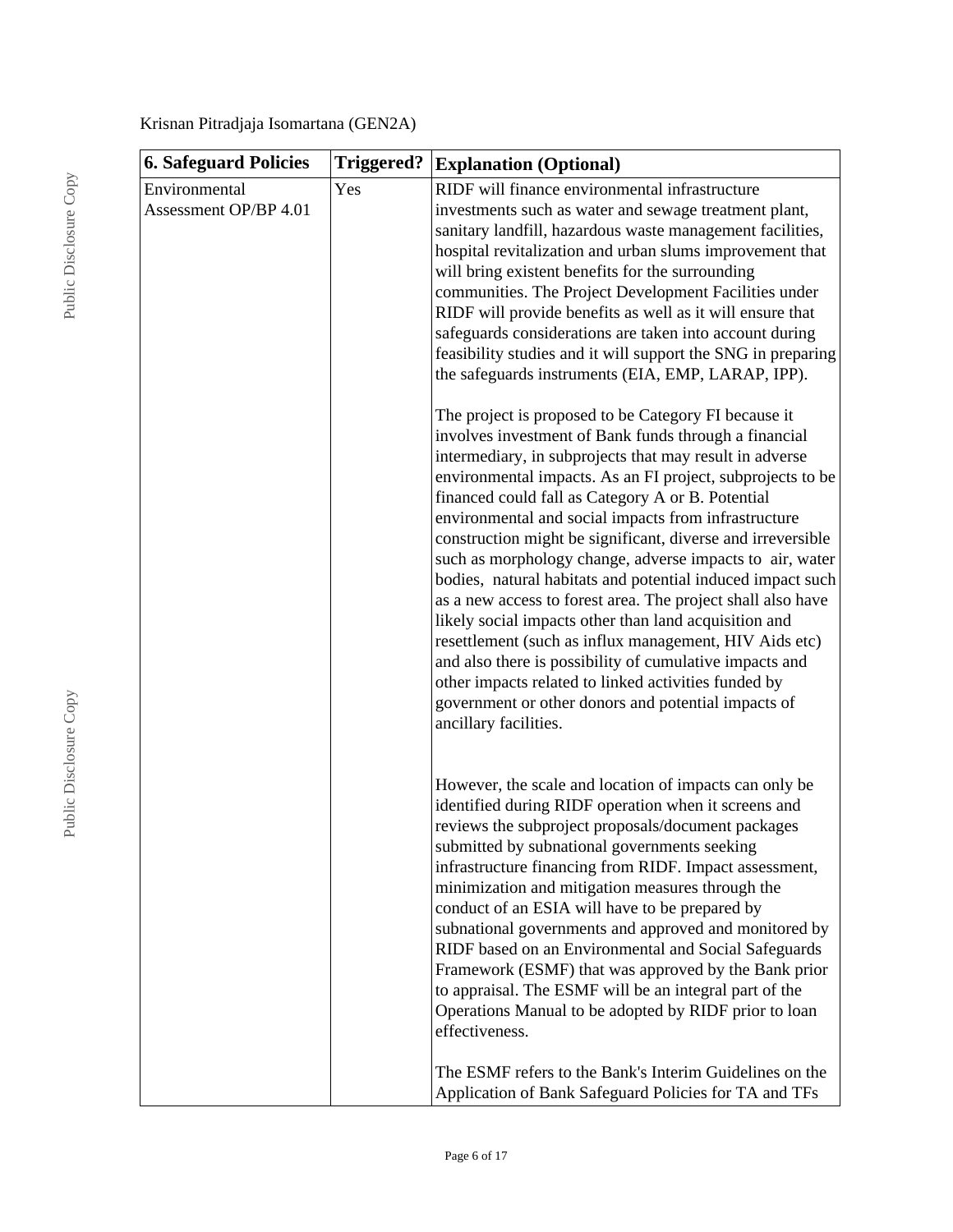Krisnan Pitradjaja Isomartana (GEN2A)

| 6. Safeguard Policies | Triggered? | Explanation (Optional) |
| --- | --- | --- |
| Environmental Assessment OP/BP 4.01 | Yes | RIDF will finance environmental infrastructure investments such as water and sewage treatment plant, sanitary landfill, hazardous waste management facilities, hospital revitalization and urban slums improvement that will bring existent benefits for the surrounding communities. The Project Development Facilities under RIDF will provide benefits as well as it will ensure that safeguards considerations are taken into account during feasibility studies and it will support the SNG in preparing the safeguards instruments (EIA, EMP, LARAP, IPP).<br><br>The project is proposed to be Category FI because it involves investment of Bank funds through a financial intermediary, in subprojects that may result in adverse environmental impacts. As an FI project, subprojects to be financed could fall as Category A or B. Potential environmental and social impacts from infrastructure construction might be significant, diverse and irreversible such as morphology change, adverse impacts to air, water bodies, natural habitats and potential induced impact such as a new access to forest area. The project shall also have likely social impacts other than land acquisition and resettlement (such as influx management, HIV Aids etc) and also there is possibility of cumulative impacts and other impacts related to linked activities funded by government or other donors and potential impacts of ancillary facilities.<br><br>However, the scale and location of impacts can only be identified during RIDF operation when it screens and reviews the subproject proposals/document packages submitted by subnational governments seeking infrastructure financing from RIDF. Impact assessment, minimization and mitigation measures through the conduct of an ESIA will have to be prepared by subnational governments and approved and monitored by RIDF based on an Environmental and Social Safeguards Framework (ESMF) that was approved by the Bank prior to appraisal. The ESMF will be an integral part of the Operations Manual to be adopted by RIDF prior to loan effectiveness.<br><br>The ESMF refers to the Bank's Interim Guidelines on the Application of Bank Safeguard Policies for TA and TFs |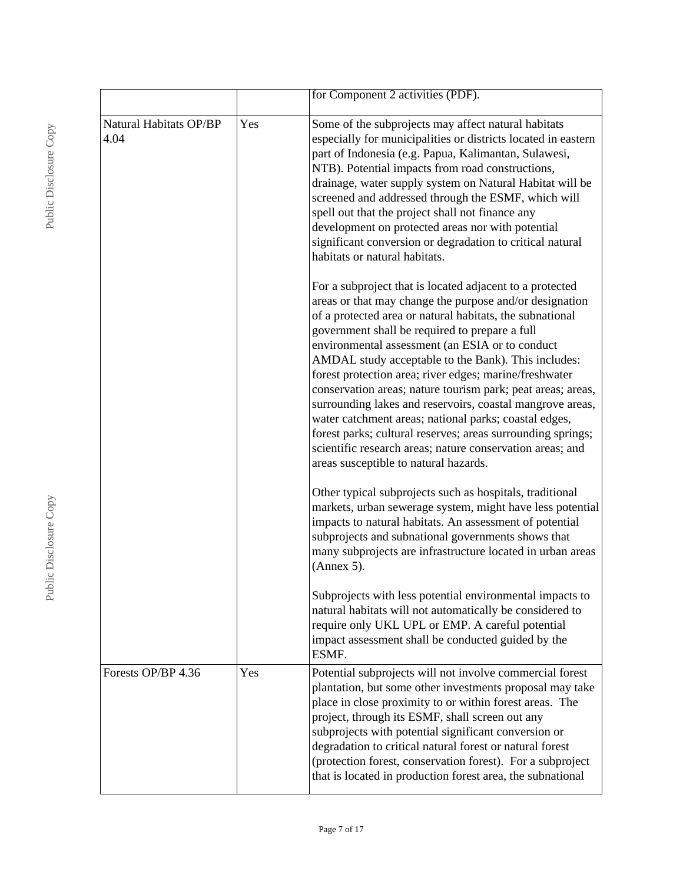| | | |
|---|---|---|
| | | for Component 2 activities (PDF). |
| Natural Habitats OP/BP 4.04 | Yes | Some of the subprojects may affect natural habitats especially for municipalities or districts located in eastern part of Indonesia (e.g. Papua, Kalimantan, Sulawesi, NTB). Potential impacts from road constructions, drainage, water supply system on Natural Habitat will be screened and addressed through the ESMF, which will spell out that the project shall not finance any development on protected areas nor with potential significant conversion or degradation to critical natural habitats or natural habitats.<br><br>For a subproject that is located adjacent to a protected areas or that may change the purpose and/or designation of a protected area or natural habitats, the subnational government shall be required to prepare a full environmental assessment (an ESIA or to conduct AMDAL study acceptable to the Bank). This includes: forest protection area; river edges; marine/freshwater conservation areas; nature tourism park; peat areas; areas, surrounding lakes and reservoirs, coastal mangrove areas, water catchment areas; national parks; coastal edges, forest parks; cultural reserves; areas surrounding springs; scientific research areas; nature conservation areas; and areas susceptible to natural hazards.<br><br>Other typical subprojects such as hospitals, traditional markets, urban sewerage system, might have less potential impacts to natural habitats. An assessment of potential subprojects and subnational governments shows that many subprojects are infrastructure located in urban areas (Annex 5).<br><br>Subprojects with less potential environmental impacts to natural habitats will not automatically be considered to require only UKL UPL or EMP. A careful potential impact assessment shall be conducted guided by the ESMF. |
| Forests OP/BP 4.36 | Yes | Potential subprojects will not involve commercial forest plantation, but some other investments proposal may take place in close proximity to or within forest areas. The project, through its ESMF, shall screen out any subprojects with potential significant conversion or degradation to critical natural forest or natural forest (protection forest, conservation forest). For a subproject that is located in production forest area, the subnational |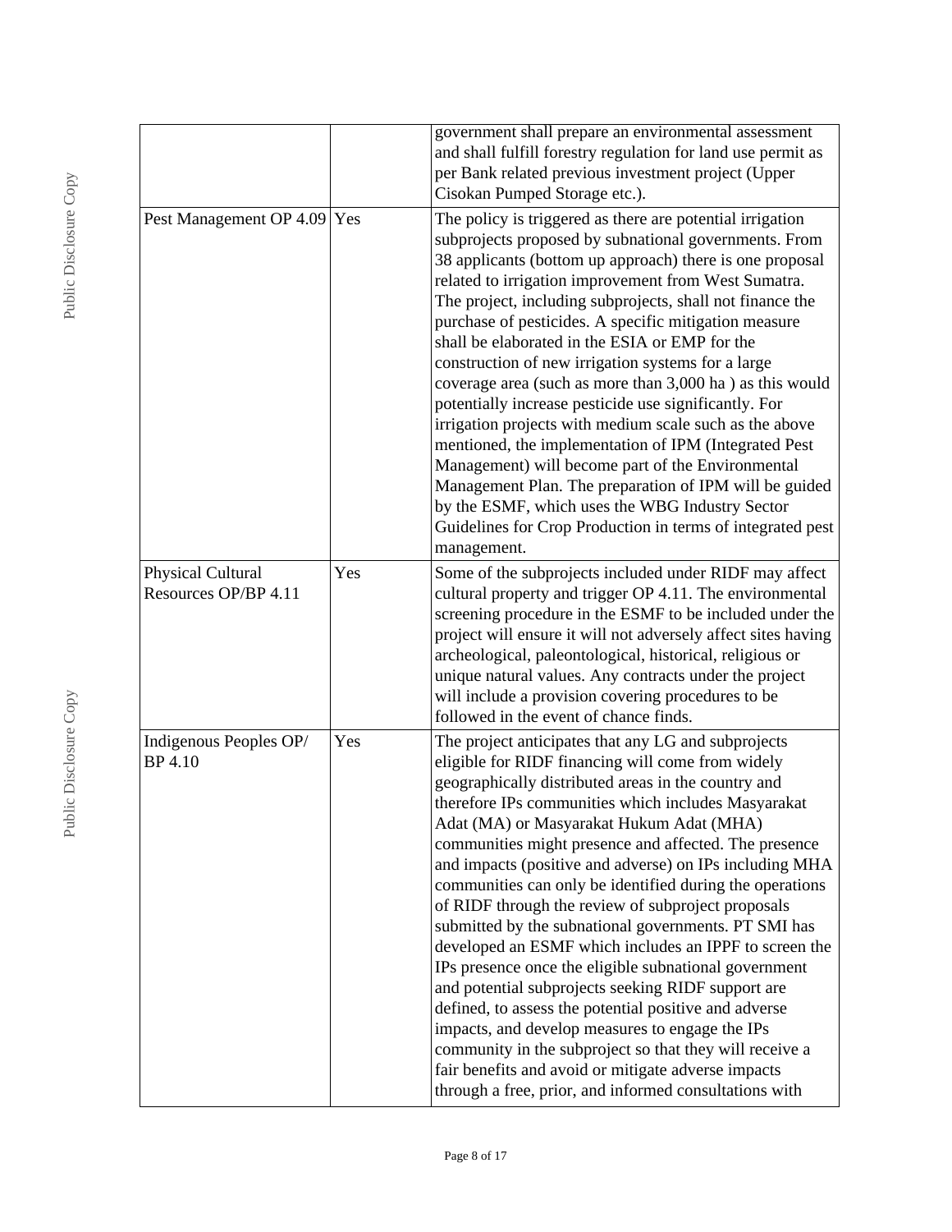| | | |
|---|---|---|
| | | government shall prepare an environmental assessment and shall fulfill forestry regulation for land use permit as per Bank related previous investment project (Upper Cisokan Pumped Storage etc.). |
| Pest Management OP 4.09 | Yes | The policy is triggered as there are potential irrigation subprojects proposed by subnational governments. From 38 applicants (bottom up approach) there is one proposal related to irrigation improvement from West Sumatra. The project, including subprojects, shall not finance the purchase of pesticides. A specific mitigation measure shall be elaborated in the ESIA or EMP for the construction of new irrigation systems for a large coverage area (such as more than 3,000 ha ) as this would potentially increase pesticide use significantly. For irrigation projects with medium scale such as the above mentioned, the implementation of IPM (Integrated Pest Management) will become part of the Environmental Management Plan. The preparation of IPM will be guided by the ESMF, which uses the WBG Industry Sector Guidelines for Crop Production in terms of integrated pest management. |
| Physical Cultural Resources OP/BP 4.11 | Yes | Some of the subprojects included under RIDF may affect cultural property and trigger OP 4.11. The environmental screening procedure in the ESMF to be included under the project will ensure it will not adversely affect sites having archeological, paleontological, historical, religious or unique natural values. Any contracts under the project will include a provision covering procedures to be followed in the event of chance finds. |
| Indigenous Peoples OP/ BP 4.10 | Yes | The project anticipates that any LG and subprojects eligible for RIDF financing will come from widely geographically distributed areas in the country and therefore IPs communities which includes Masyarakat Adat (MA) or Masyarakat Hukum Adat (MHA) communities might presence and affected. The presence and impacts (positive and adverse) on IPs including MHA communities can only be identified during the operations of RIDF through the review of subproject proposals submitted by the subnational governments. PT SMI has developed an ESMF which includes an IPPF to screen the IPs presence once the eligible subnational government and potential subprojects seeking RIDF support are defined, to assess the potential positive and adverse impacts, and develop measures to engage the IPs community in the subproject so that they will receive a fair benefits and avoid or mitigate adverse impacts through a free, prior, and informed consultations with |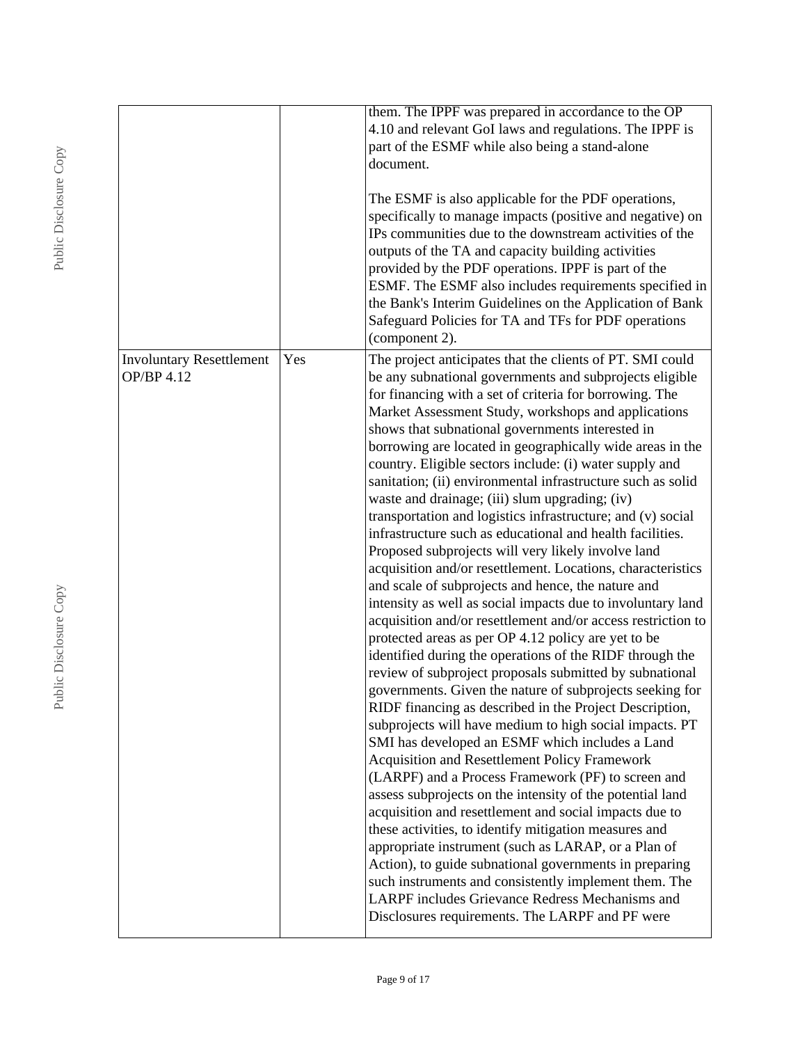| | | |
|---|---|---|
| | | them. The IPPF was prepared in accordance to the OP 4.10 and relevant GoI laws and regulations. The IPPF is part of the ESMF while also being a stand-alone document.<br><br>The ESMF is also applicable for the PDF operations, specifically to manage impacts (positive and negative) on IPs communities due to the downstream activities of the outputs of the TA and capacity building activities provided by the PDF operations. IPPF is part of the ESMF. The ESMF also includes requirements specified in the Bank's Interim Guidelines on the Application of Bank Safeguard Policies for TA and TFs for PDF operations (component 2). |
| Involuntary Resettlement OP/BP 4.12 | Yes | The project anticipates that the clients of PT. SMI could be any subnational governments and subprojects eligible for financing with a set of criteria for borrowing. The Market Assessment Study, workshops and applications shows that subnational governments interested in borrowing are located in geographically wide areas in the country. Eligible sectors include: (i) water supply and sanitation; (ii) environmental infrastructure such as solid waste and drainage; (iii) slum upgrading; (iv) transportation and logistics infrastructure; and (v) social infrastructure such as educational and health facilities. Proposed subprojects will very likely involve land acquisition and/or resettlement. Locations, characteristics and scale of subprojects and hence, the nature and intensity as well as social impacts due to involuntary land acquisition and/or resettlement and/or access restriction to protected areas as per OP 4.12 policy are yet to be identified during the operations of the RIDF through the review of subproject proposals submitted by subnational governments. Given the nature of subprojects seeking for RIDF financing as described in the Project Description, subprojects will have medium to high social impacts. PT SMI has developed an ESMF which includes a Land Acquisition and Resettlement Policy Framework (LARPF) and a Process Framework (PF) to screen and assess subprojects on the intensity of the potential land acquisition and resettlement and social impacts due to these activities, to identify mitigation measures and appropriate instrument (such as LARAP, or a Plan of Action), to guide subnational governments in preparing such instruments and consistently implement them. The LARPF includes Grievance Redress Mechanisms and Disclosures requirements. The LARPF and PF were |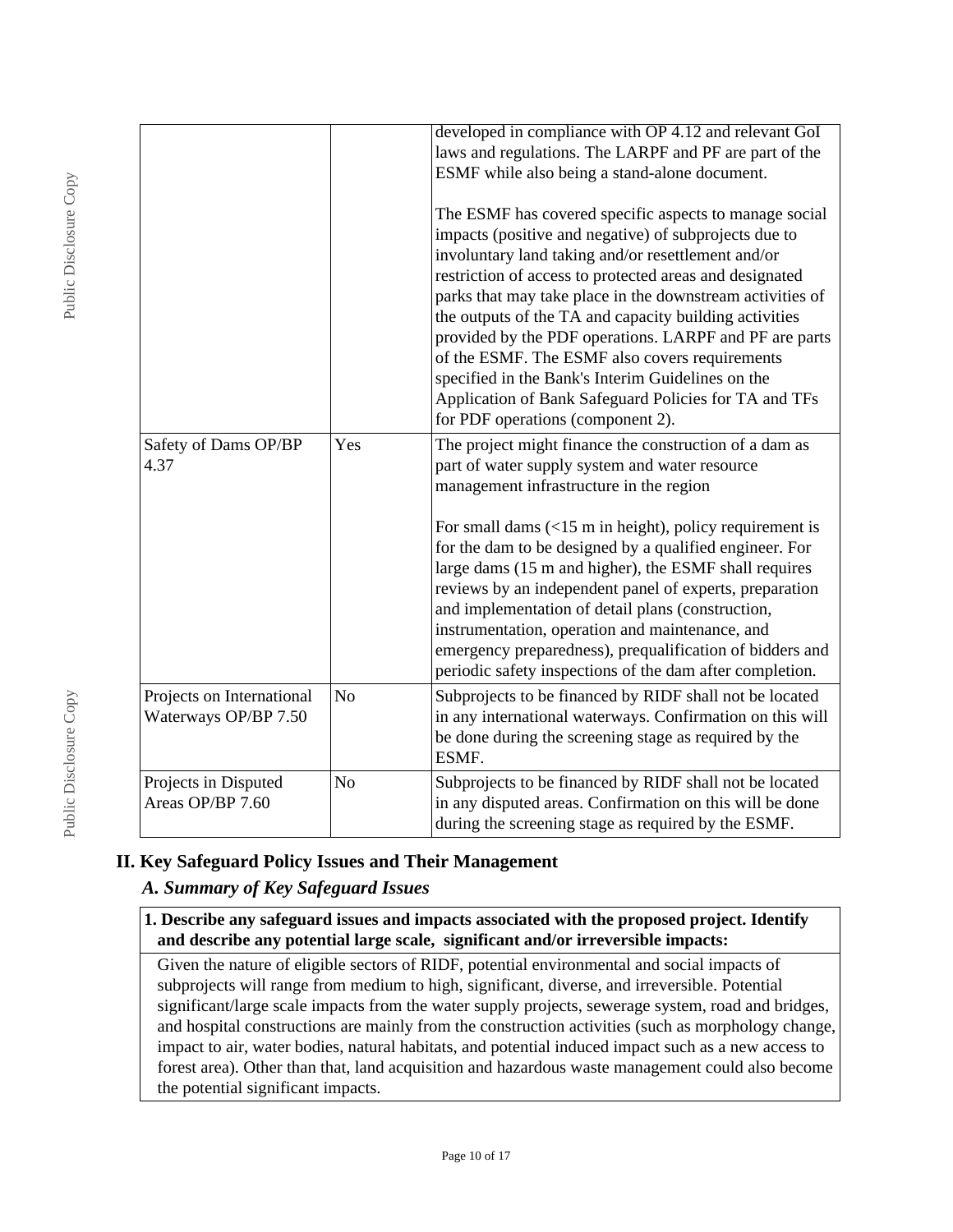| | | |
|---|---|---|
| | | developed in compliance with OP 4.12 and relevant GoI laws and regulations. The LARPF and PF are part of the ESMF while also being a stand-alone document.<br><br>The ESMF has covered specific aspects to manage social impacts (positive and negative) of subprojects due to involuntary land taking and/or resettlement and/or restriction of access to protected areas and designated parks that may take place in the downstream activities of the outputs of the TA and capacity building activities provided by the PDF operations. LARPF and PF are parts of the ESMF. The ESMF also covers requirements specified in the Bank's Interim Guidelines on the Application of Bank Safeguard Policies for TA and TFs for PDF operations (component 2). |
| Safety of Dams OP/BP 4.37 | Yes | The project might finance the construction of a dam as part of water supply system and water resource management infrastructure in the region<br><br>For small dams (<15 m in height), policy requirement is for the dam to be designed by a qualified engineer. For large dams (15 m and higher), the ESMF shall requires reviews by an independent panel of experts, preparation and implementation of detail plans (construction, instrumentation, operation and maintenance, and emergency preparedness), prequalification of bidders and periodic safety inspections of the dam after completion. |
| Projects on International Waterways OP/BP 7.50 | No | Subprojects to be financed by RIDF shall not be located in any international waterways. Confirmation on this will be done during the screening stage as required by the ESMF. |
| Projects in Disputed Areas OP/BP 7.60 | No | Subprojects to be financed by RIDF shall not be located in any disputed areas. Confirmation on this will be done during the screening stage as required by the ESMF. |

## II. Key Safeguard Policy Issues and Their Management

### *A. Summary of Key Safeguard Issues*

**1. Describe any safeguard issues and impacts associated with the proposed project. Identify and describe any potential large scale, significant and/or irreversible impacts:**

Given the nature of eligible sectors of RIDF, potential environmental and social impacts of subprojects will range from medium to high, significant, diverse, and irreversible. Potential significant/large scale impacts from the water supply projects, sewerage system, road and bridges, and hospital constructions are mainly from the construction activities (such as morphology change, impact to air, water bodies, natural habitats, and potential induced impact such as a new access to forest area). Other than that, land acquisition and hazardous waste management could also become the potential significant impacts.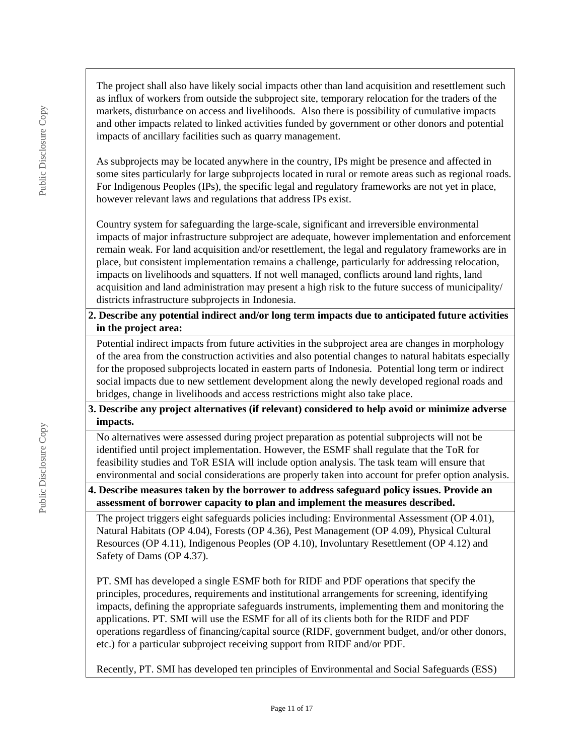The project shall also have likely social impacts other than land acquisition and resettlement such as influx of workers from outside the subproject site, temporary relocation for the traders of the markets, disturbance on access and livelihoods. Also there is possibility of cumulative impacts and other impacts related to linked activities funded by government or other donors and potential impacts of ancillary facilities such as quarry management.

As subprojects may be located anywhere in the country, IPs might be presence and affected in some sites particularly for large subprojects located in rural or remote areas such as regional roads. For Indigenous Peoples (IPs), the specific legal and regulatory frameworks are not yet in place, however relevant laws and regulations that address IPs exist.

Country system for safeguarding the large-scale, significant and irreversible environmental impacts of major infrastructure subproject are adequate, however implementation and enforcement remain weak. For land acquisition and/or resettlement, the legal and regulatory frameworks are in place, but consistent implementation remains a challenge, particularly for addressing relocation, impacts on livelihoods and squatters. If not well managed, conflicts around land rights, land acquisition and land administration may present a high risk to the future success of municipality/ districts infrastructure subprojects in Indonesia.

**2. Describe any potential indirect and/or long term impacts due to anticipated future activities in the project area:**

Potential indirect impacts from future activities in the subproject area are changes in morphology of the area from the construction activities and also potential changes to natural habitats especially for the proposed subprojects located in eastern parts of Indonesia. Potential long term or indirect social impacts due to new settlement development along the newly developed regional roads and bridges, change in livelihoods and access restrictions might also take place.

**3. Describe any project alternatives (if relevant) considered to help avoid or minimize adverse impacts.**

No alternatives were assessed during project preparation as potential subprojects will not be identified until project implementation. However, the ESMF shall regulate that the ToR for feasibility studies and ToR ESIA will include option analysis. The task team will ensure that environmental and social considerations are properly taken into account for prefer option analysis.

**4. Describe measures taken by the borrower to address safeguard policy issues. Provide an assessment of borrower capacity to plan and implement the measures described.**

The project triggers eight safeguards policies including: Environmental Assessment (OP 4.01), Natural Habitats (OP 4.04), Forests (OP 4.36), Pest Management (OP 4.09), Physical Cultural Resources (OP 4.11), Indigenous Peoples (OP 4.10), Involuntary Resettlement (OP 4.12) and Safety of Dams (OP 4.37).

PT. SMI has developed a single ESMF both for RIDF and PDF operations that specify the principles, procedures, requirements and institutional arrangements for screening, identifying impacts, defining the appropriate safeguards instruments, implementing them and monitoring the applications. PT. SMI will use the ESMF for all of its clients both for the RIDF and PDF operations regardless of financing/capital source (RIDF, government budget, and/or other donors, etc.) for a particular subproject receiving support from RIDF and/or PDF.

Recently, PT. SMI has developed ten principles of Environmental and Social Safeguards (ESS)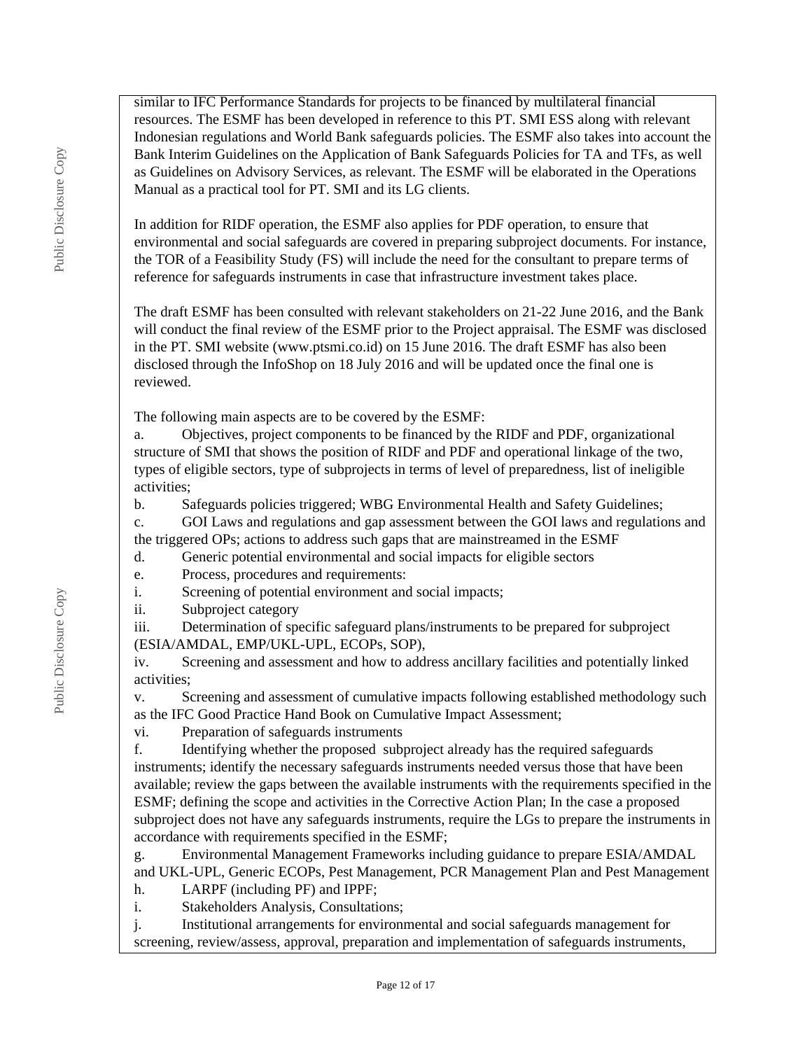similar to IFC Performance Standards for projects to be financed by multilateral financial resources. The ESMF has been developed in reference to this PT. SMI ESS along with relevant Indonesian regulations and World Bank safeguards policies. The ESMF also takes into account the Bank Interim Guidelines on the Application of Bank Safeguards Policies for TA and TFs, as well as Guidelines on Advisory Services, as relevant. The ESMF will be elaborated in the Operations Manual as a practical tool for PT. SMI and its LG clients.

In addition for RIDF operation, the ESMF also applies for PDF operation, to ensure that environmental and social safeguards are covered in preparing subproject documents. For instance, the TOR of a Feasibility Study (FS) will include the need for the consultant to prepare terms of reference for safeguards instruments in case that infrastructure investment takes place.

The draft ESMF has been consulted with relevant stakeholders on 21-22 June 2016, and the Bank will conduct the final review of the ESMF prior to the Project appraisal. The ESMF was disclosed in the PT. SMI website (www.ptsmi.co.id) on 15 June 2016. The draft ESMF has also been disclosed through the InfoShop on 18 July 2016 and will be updated once the final one is reviewed.

The following main aspects are to be covered by the ESMF:

a. Objectives, project components to be financed by the RIDF and PDF, organizational structure of SMI that shows the position of RIDF and PDF and operational linkage of the two, types of eligible sectors, type of subprojects in terms of level of preparedness, list of ineligible activities;

b. Safeguards policies triggered; WBG Environmental Health and Safety Guidelines;

c. GOI Laws and regulations and gap assessment between the GOI laws and regulations and the triggered OPs; actions to address such gaps that are mainstreamed in the ESMF

d. Generic potential environmental and social impacts for eligible sectors

e. Process, procedures and requirements:

i. Screening of potential environment and social impacts;

ii. Subproject category

iii. Determination of specific safeguard plans/instruments to be prepared for subproject (ESIA/AMDAL, EMP/UKL-UPL, ECOPs, SOP),

iv. Screening and assessment and how to address ancillary facilities and potentially linked activities;

v. Screening and assessment of cumulative impacts following established methodology such as the IFC Good Practice Hand Book on Cumulative Impact Assessment;

vi. Preparation of safeguards instruments

f. Identifying whether the proposed subproject already has the required safeguards instruments; identify the necessary safeguards instruments needed versus those that have been available; review the gaps between the available instruments with the requirements specified in the ESMF; defining the scope and activities in the Corrective Action Plan; In the case a proposed subproject does not have any safeguards instruments, require the LGs to prepare the instruments in accordance with requirements specified in the ESMF;

g. Environmental Management Frameworks including guidance to prepare ESIA/AMDAL and UKL-UPL, Generic ECOPs, Pest Management, PCR Management Plan and Pest Management

h. LARPF (including PF) and IPPF;

i. Stakeholders Analysis, Consultations;

j. Institutional arrangements for environmental and social safeguards management for screening, review/assess, approval, preparation and implementation of safeguards instruments,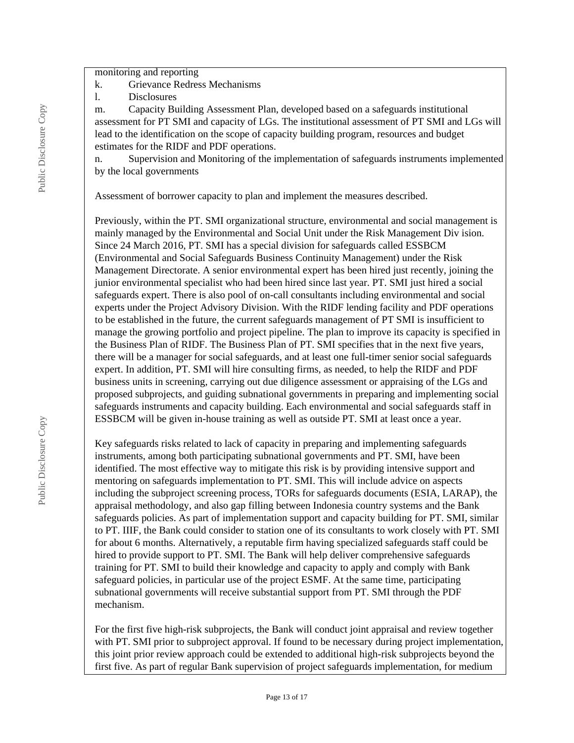monitoring and reporting

k. Grievance Redress Mechanisms

l. Disclosures

m. Capacity Building Assessment Plan, developed based on a safeguards institutional assessment for PT SMI and capacity of LGs. The institutional assessment of PT SMI and LGs will lead to the identification on the scope of capacity building program, resources and budget estimates for the RIDF and PDF operations.

n. Supervision and Monitoring of the implementation of safeguards instruments implemented by the local governments

Assessment of borrower capacity to plan and implement the measures described.

Previously, within the PT. SMI organizational structure, environmental and social management is mainly managed by the Environmental and Social Unit under the Risk Management Div ision. Since 24 March 2016, PT. SMI has a special division for safeguards called ESSBCM (Environmental and Social Safeguards Business Continuity Management) under the Risk Management Directorate. A senior environmental expert has been hired just recently, joining the junior environmental specialist who had been hired since last year. PT. SMI just hired a social safeguards expert. There is also pool of on-call consultants including environmental and social experts under the Project Advisory Division. With the RIDF lending facility and PDF operations to be established in the future, the current safeguards management of PT SMI is insufficient to manage the growing portfolio and project pipeline. The plan to improve its capacity is specified in the Business Plan of RIDF. The Business Plan of PT. SMI specifies that in the next five years, there will be a manager for social safeguards, and at least one full-timer senior social safeguards expert. In addition, PT. SMI will hire consulting firms, as needed, to help the RIDF and PDF business units in screening, carrying out due diligence assessment or appraising of the LGs and proposed subprojects, and guiding subnational governments in preparing and implementing social safeguards instruments and capacity building. Each environmental and social safeguards staff in ESSBCM will be given in-house training as well as outside PT. SMI at least once a year.

Key safeguards risks related to lack of capacity in preparing and implementing safeguards instruments, among both participating subnational governments and PT. SMI, have been identified. The most effective way to mitigate this risk is by providing intensive support and mentoring on safeguards implementation to PT. SMI. This will include advice on aspects including the subproject screening process, TORs for safeguards documents (ESIA, LARAP), the appraisal methodology, and also gap filling between Indonesia country systems and the Bank safeguards policies. As part of implementation support and capacity building for PT. SMI, similar to PT. IIIF, the Bank could consider to station one of its consultants to work closely with PT. SMI for about 6 months. Alternatively, a reputable firm having specialized safeguards staff could be hired to provide support to PT. SMI. The Bank will help deliver comprehensive safeguards training for PT. SMI to build their knowledge and capacity to apply and comply with Bank safeguard policies, in particular use of the project ESMF. At the same time, participating subnational governments will receive substantial support from PT. SMI through the PDF mechanism.

For the first five high-risk subprojects, the Bank will conduct joint appraisal and review together with PT. SMI prior to subproject approval. If found to be necessary during project implementation, this joint prior review approach could be extended to additional high-risk subprojects beyond the first five. As part of regular Bank supervision of project safeguards implementation, for medium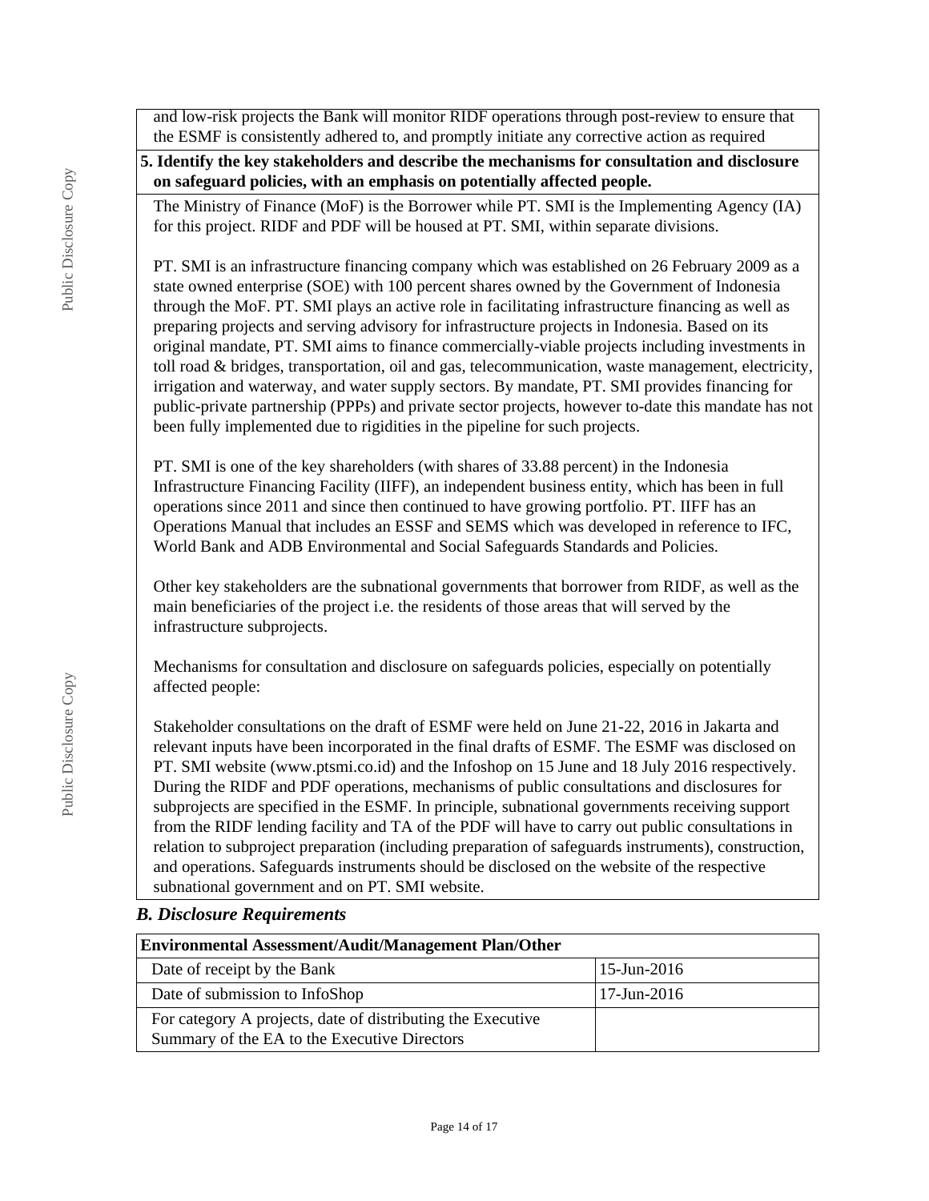and low-risk projects the Bank will monitor RIDF operations through post-review to ensure that the ESMF is consistently adhered to, and promptly initiate any corrective action as required

**5. Identify the key stakeholders and describe the mechanisms for consultation and disclosure on safeguard policies, with an emphasis on potentially affected people.**

The Ministry of Finance (MoF) is the Borrower while PT. SMI is the Implementing Agency (IA) for this project. RIDF and PDF will be housed at PT. SMI, within separate divisions.

PT. SMI is an infrastructure financing company which was established on 26 February 2009 as a state owned enterprise (SOE) with 100 percent shares owned by the Government of Indonesia through the MoF. PT. SMI plays an active role in facilitating infrastructure financing as well as preparing projects and serving advisory for infrastructure projects in Indonesia. Based on its original mandate, PT. SMI aims to finance commercially-viable projects including investments in toll road & bridges, transportation, oil and gas, telecommunication, waste management, electricity, irrigation and waterway, and water supply sectors. By mandate, PT. SMI provides financing for public-private partnership (PPPs) and private sector projects, however to-date this mandate has not been fully implemented due to rigidities in the pipeline for such projects.

PT. SMI is one of the key shareholders (with shares of 33.88 percent) in the Indonesia Infrastructure Financing Facility (IIFF), an independent business entity, which has been in full operations since 2011 and since then continued to have growing portfolio. PT. IIFF has an Operations Manual that includes an ESSF and SEMS which was developed in reference to IFC, World Bank and ADB Environmental and Social Safeguards Standards and Policies.

Other key stakeholders are the subnational governments that borrower from RIDF, as well as the main beneficiaries of the project i.e. the residents of those areas that will served by the infrastructure subprojects.

Mechanisms for consultation and disclosure on safeguards policies, especially on potentially affected people:

Stakeholder consultations on the draft of ESMF were held on June 21-22, 2016 in Jakarta and relevant inputs have been incorporated in the final drafts of ESMF. The ESMF was disclosed on PT. SMI website (www.ptsmi.co.id) and the Infoshop on 15 June and 18 July 2016 respectively. During the RIDF and PDF operations, mechanisms of public consultations and disclosures for subprojects are specified in the ESMF. In principle, subnational governments receiving support from the RIDF lending facility and TA of the PDF will have to carry out public consultations in relation to subproject preparation (including preparation of safeguards instruments), construction, and operations. Safeguards instruments should be disclosed on the website of the respective subnational government and on PT. SMI website.

### *B. Disclosure Requirements*

| **Environmental Assessment/Audit/Management Plan/Other** | |
|---|---|
| Date of receipt by the Bank | 15-Jun-2016 |
| Date of submission to InfoShop | 17-Jun-2016 |
| For category A projects, date of distributing the Executive Summary of the EA to the Executive Directors | |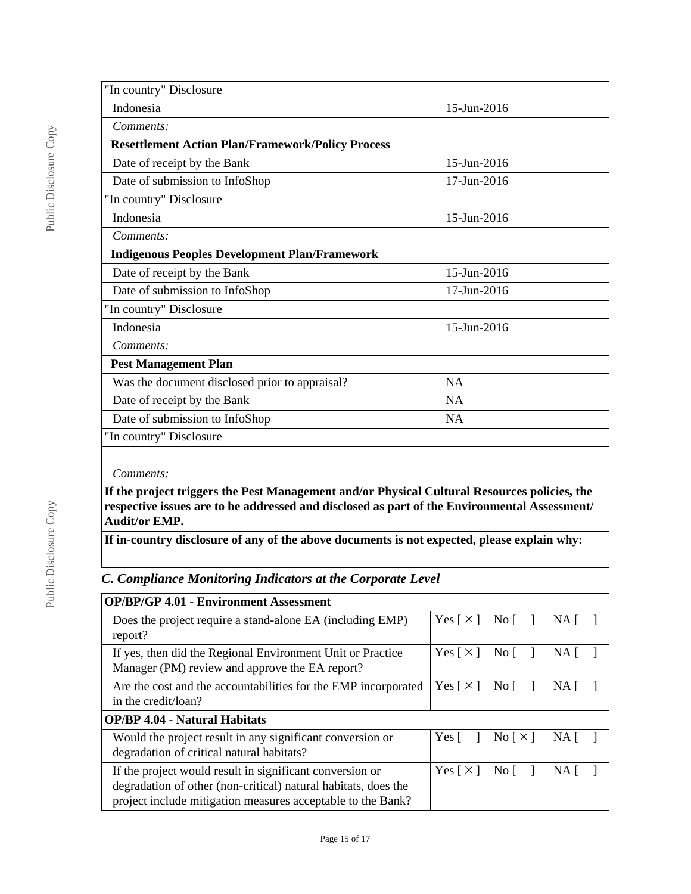| "In country" Disclosure | |
|---|---|
| Indonesia | 15-Jun-2016 |
| *Comments:* | |
| **Resettlement Action Plan/Framework/Policy Process** | |
| Date of receipt by the Bank | 15-Jun-2016 |
| Date of submission to InfoShop | 17-Jun-2016 |
| "In country" Disclosure | |
| Indonesia | 15-Jun-2016 |
| *Comments:* | |
| **Indigenous Peoples Development Plan/Framework** | |
| Date of receipt by the Bank | 15-Jun-2016 |
| Date of submission to InfoShop | 17-Jun-2016 |
| "In country" Disclosure | |
| Indonesia | 15-Jun-2016 |
| *Comments:* | |
| **Pest Management Plan** | |
| Was the document disclosed prior to appraisal? | NA |
| Date of receipt by the Bank | NA |
| Date of submission to InfoShop | NA |
| "In country" Disclosure | |
| | |
| *Comments:* | |
| **If the project triggers the Pest Management and/or Physical Cultural Resources policies, the respective issues are to be addressed and disclosed as part of the Environmental Assessment/ Audit/or EMP.** | |
| **If in-country disclosure of any of the above documents is not expected, please explain why:** | |
| | |

### *C. Compliance Monitoring Indicators at the Corporate Level*

| **OP/BP/GP 4.01 - Environment Assessment** | |
|---|---|
| Does the project require a stand-alone EA (including EMP) report? | Yes [ × ] No [ ] NA [ ] |
| If yes, then did the Regional Environment Unit or Practice Manager (PM) review and approve the EA report? | Yes [ × ] No [ ] NA [ ] |
| Are the cost and the accountabilities for the EMP incorporated in the credit/loan? | Yes [ × ] No [ ] NA [ ] |
| **OP/BP 4.04 - Natural Habitats** | |
| Would the project result in any significant conversion or degradation of critical natural habitats? | Yes [ ] No [ × ] NA [ ] |
| If the project would result in significant conversion or degradation of other (non-critical) natural habitats, does the project include mitigation measures acceptable to the Bank? | Yes [ × ] No [ ] NA [ ] |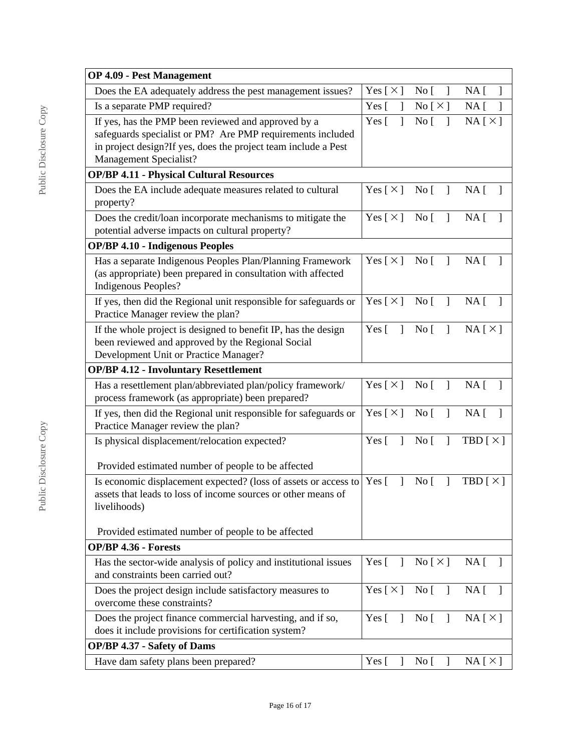| OP 4.09 - Pest Management | |
|---|---|
| Does the EA adequately address the pest management issues? | Yes [ × ] No [ ] NA [ ] |
| Is a separate PMP required? | Yes [ ] No [ × ] NA [ ] |
| If yes, has the PMP been reviewed and approved by a safeguards specialist or PM? Are PMP requirements included in project design?If yes, does the project team include a Pest Management Specialist? | Yes [ ] No [ ] NA [ × ] |
| **OP/BP 4.11 - Physical Cultural Resources** | |
| Does the EA include adequate measures related to cultural property? | Yes [ × ] No [ ] NA [ ] |
| Does the credit/loan incorporate mechanisms to mitigate the potential adverse impacts on cultural property? | Yes [ × ] No [ ] NA [ ] |
| **OP/BP 4.10 - Indigenous Peoples** | |
| Has a separate Indigenous Peoples Plan/Planning Framework (as appropriate) been prepared in consultation with affected Indigenous Peoples? | Yes [ × ] No [ ] NA [ ] |
| If yes, then did the Regional unit responsible for safeguards or Practice Manager review the plan? | Yes [ × ] No [ ] NA [ ] |
| If the whole project is designed to benefit IP, has the design been reviewed and approved by the Regional Social Development Unit or Practice Manager? | Yes [ ] No [ ] NA [ × ] |
| **OP/BP 4.12 - Involuntary Resettlement** | |
| Has a resettlement plan/abbreviated plan/policy framework/ process framework (as appropriate) been prepared? | Yes [ × ] No [ ] NA [ ] |
| If yes, then did the Regional unit responsible for safeguards or Practice Manager review the plan? | Yes [ × ] No [ ] NA [ ] |
| Is physical displacement/relocation expected?<br><br>Provided estimated number of people to be affected | Yes [ ] No [ ] TBD [ × ] |
| Is economic displacement expected? (loss of assets or access to assets that leads to loss of income sources or other means of livelihoods)<br><br>Provided estimated number of people to be affected | Yes [ ] No [ ] TBD [ × ] |
| **OP/BP 4.36 - Forests** | |
| Has the sector-wide analysis of policy and institutional issues and constraints been carried out? | Yes [ ] No [ × ] NA [ ] |
| Does the project design include satisfactory measures to overcome these constraints? | Yes [ × ] No [ ] NA [ ] |
| Does the project finance commercial harvesting, and if so, does it include provisions for certification system? | Yes [ ] No [ ] NA [ × ] |
| **OP/BP 4.37 - Safety of Dams** | |
| Have dam safety plans been prepared? | Yes [ ] No [ ] NA [ × ] |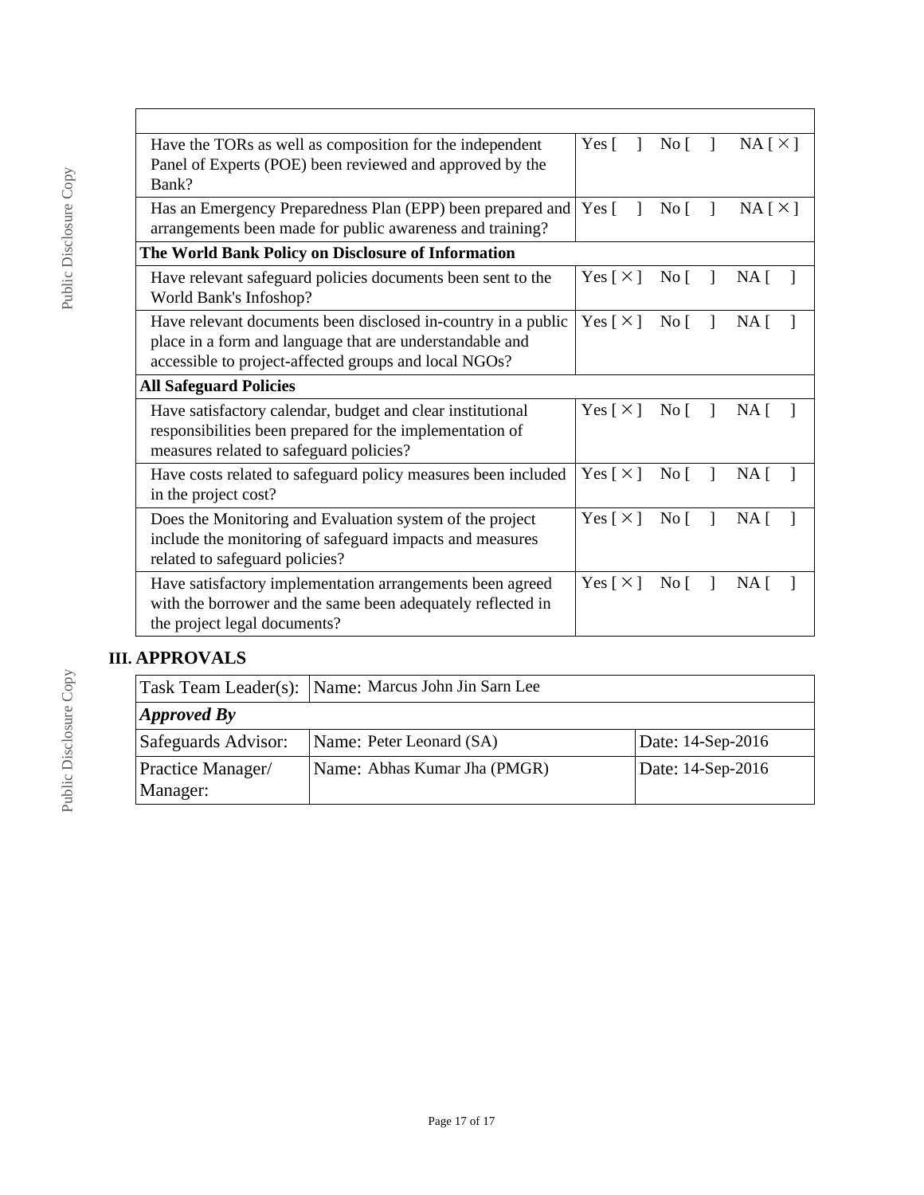| | |
|---|---|
| Have the TORs as well as composition for the independent Panel of Experts (POE) been reviewed and approved by the Bank? | Yes [ ] No [ ] NA [ × ] |
| Has an Emergency Preparedness Plan (EPP) been prepared and arrangements been made for public awareness and training? | Yes [ ] No [ ] NA [ × ] |
| **The World Bank Policy on Disclosure of Information** | |
| Have relevant safeguard policies documents been sent to the World Bank's Infoshop? | Yes [ × ] No [ ] NA [ ] |
| Have relevant documents been disclosed in-country in a public place in a form and language that are understandable and accessible to project-affected groups and local NGOs? | Yes [ × ] No [ ] NA [ ] |
| **All Safeguard Policies** | |
| Have satisfactory calendar, budget and clear institutional responsibilities been prepared for the implementation of measures related to safeguard policies? | Yes [ × ] No [ ] NA [ ] |
| Have costs related to safeguard policy measures been included in the project cost? | Yes [ × ] No [ ] NA [ ] |
| Does the Monitoring and Evaluation system of the project include the monitoring of safeguard impacts and measures related to safeguard policies? | Yes [ × ] No [ ] NA [ ] |
| Have satisfactory implementation arrangements been agreed with the borrower and the same been adequately reflected in the project legal documents? | Yes [ × ] No [ ] NA [ ] |

## III. APPROVALS

| | | |
|---|---|---|
| Task Team Leader(s): | Name: Marcus John Jin Sarn Lee | |
| ***Approved By*** | | |
| Safeguards Advisor: | Name: Peter Leonard (SA) | Date: 14-Sep-2016 |
| Practice Manager/ Manager: | Name: Abhas Kumar Jha (PMGR) | Date: 14-Sep-2016 |